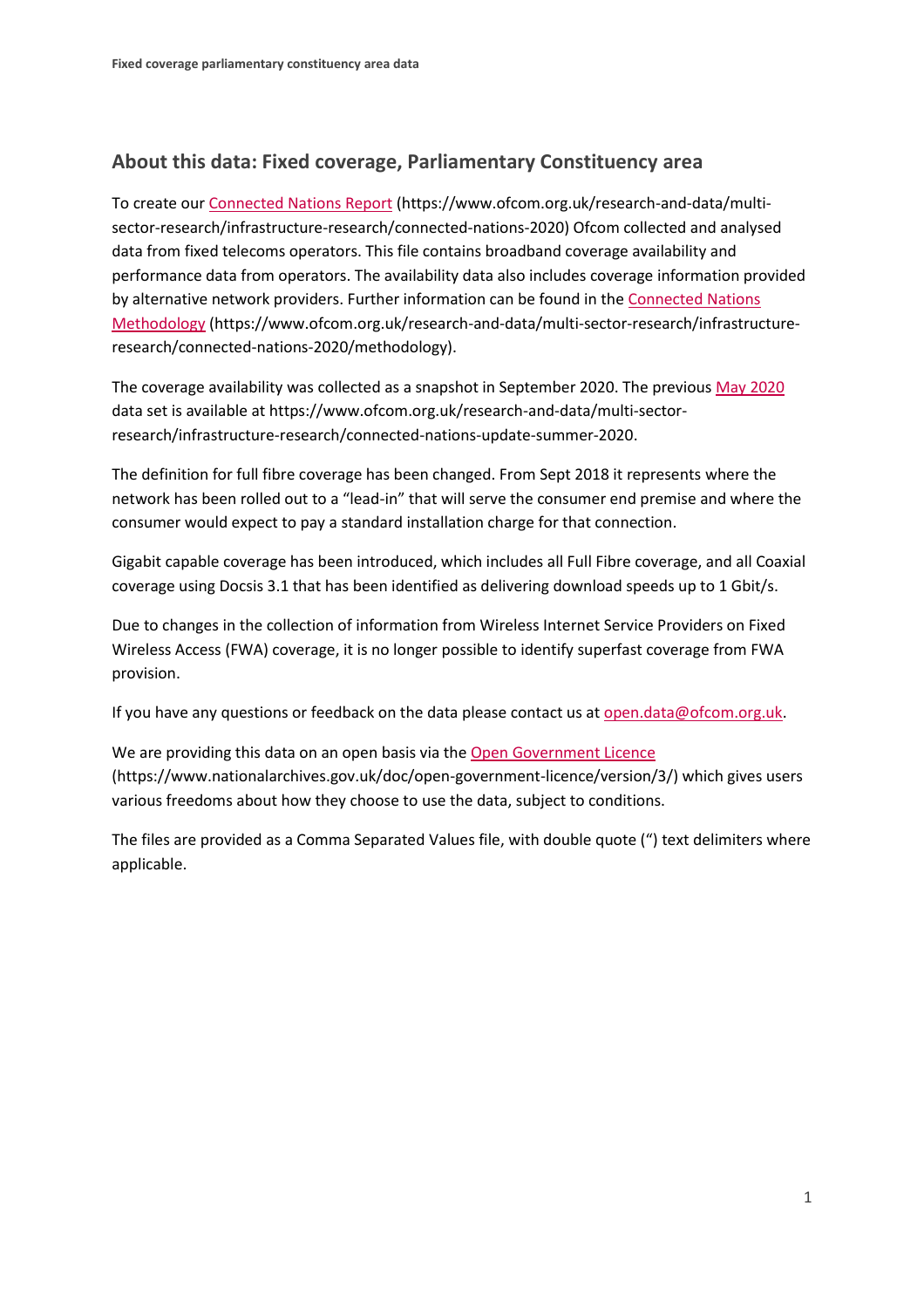## About this data: Fixed coverage, Parliamentary Constituency area

To create our [Connected Nations Report](https://www.ofcom.org.uk/research-and-data/multi-sector-research/infrastructure-research/connected-nations-2020) (https://www.ofcom.org.uk/research-and-data/multi-sector-research/infrastructure-research/connected-nations-2020) Ofcom collected and analysed data from fixed telecoms operators. This file contains broadband coverage availability and performance data from operators. The availability data also includes coverage information provided by alternative network providers. Further information can be found in the [Connected Nations Methodology](https://www.ofcom.org.uk/research-and-data/multi-sector-research/infrastructure-research/connected-nations-2020/methodology) (https://www.ofcom.org.uk/research-and-data/multi-sector-research/infrastructure-research/connected-nations-2020/methodology).

The coverage availability was collected as a snapshot in September 2020. The previous [May 2020](https://www.ofcom.org.uk/research-and-data/multi-sector-research/infrastructure-research/connected-nations-update-summer-2020) data set is available at https://www.ofcom.org.uk/research-and-data/multi-sector-research/infrastructure-research/connected-nations-update-summer-2020.

The definition for full fibre coverage has been changed. From Sept 2018 it represents where the network has been rolled out to a “lead-in” that will serve the consumer end premise and where the consumer would expect to pay a standard installation charge for that connection.

Gigabit capable coverage has been introduced, which includes all Full Fibre coverage, and all Coaxial coverage using Docsis 3.1 that has been identified as delivering download speeds up to 1 Gbit/s.

Due to changes in the collection of information from Wireless Internet Service Providers on Fixed Wireless Access (FWA) coverage, it is no longer possible to identify superfast coverage from FWA provision.

If you have any questions or feedback on the data please contact us at [open.data@ofcom.org.uk](mailto:open.data@ofcom.org.uk).

We are providing this data on an open basis via the [Open Government Licence](https://www.nationalarchives.gov.uk/doc/open-government-licence/version/3/) (https://www.nationalarchives.gov.uk/doc/open-government-licence/version/3/) which gives users various freedoms about how they choose to use the data, subject to conditions.

The files are provided as a Comma Separated Values file, with double quote (“) text delimiters where applicable.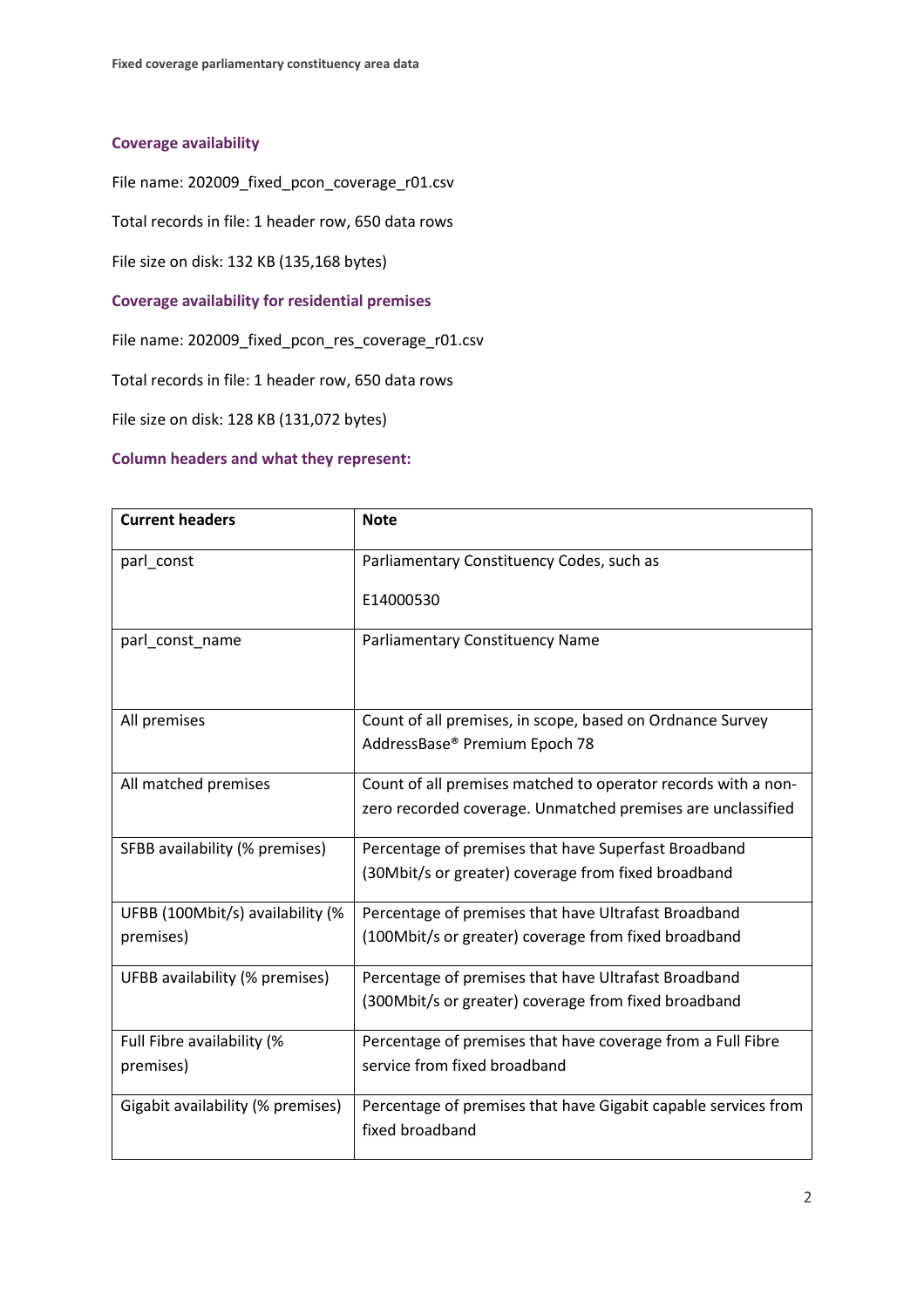### Coverage availability

File name: 202009_fixed_pcon_coverage_r01.csv

Total records in file: 1 header row, 650 data rows

File size on disk: 132 KB (135,168 bytes)

### Coverage availability for residential premises

File name: 202009_fixed_pcon_res_coverage_r01.csv

Total records in file: 1 header row, 650 data rows

File size on disk: 128 KB (131,072 bytes)

### Column headers and what they represent:

| Current headers | Note |
|---|---|
| parl_const | Parliamentary Constituency Codes, such as E14000530 |
| parl_const_name | Parliamentary Constituency Name |
| All premises | Count of all premises, in scope, based on Ordnance Survey AddressBase® Premium Epoch 78 |
| All matched premises | Count of all premises matched to operator records with a non-zero recorded coverage. Unmatched premises are unclassified |
| SFBB availability (% premises) | Percentage of premises that have Superfast Broadband (30Mbit/s or greater) coverage from fixed broadband |
| UFBB (100Mbit/s) availability (% premises) | Percentage of premises that have Ultrafast Broadband (100Mbit/s or greater) coverage from fixed broadband |
| UFBB availability (% premises) | Percentage of premises that have Ultrafast Broadband (300Mbit/s or greater) coverage from fixed broadband |
| Full Fibre availability (% premises) | Percentage of premises that have coverage from a Full Fibre service from fixed broadband |
| Gigabit availability (% premises) | Percentage of premises that have Gigabit capable services from fixed broadband |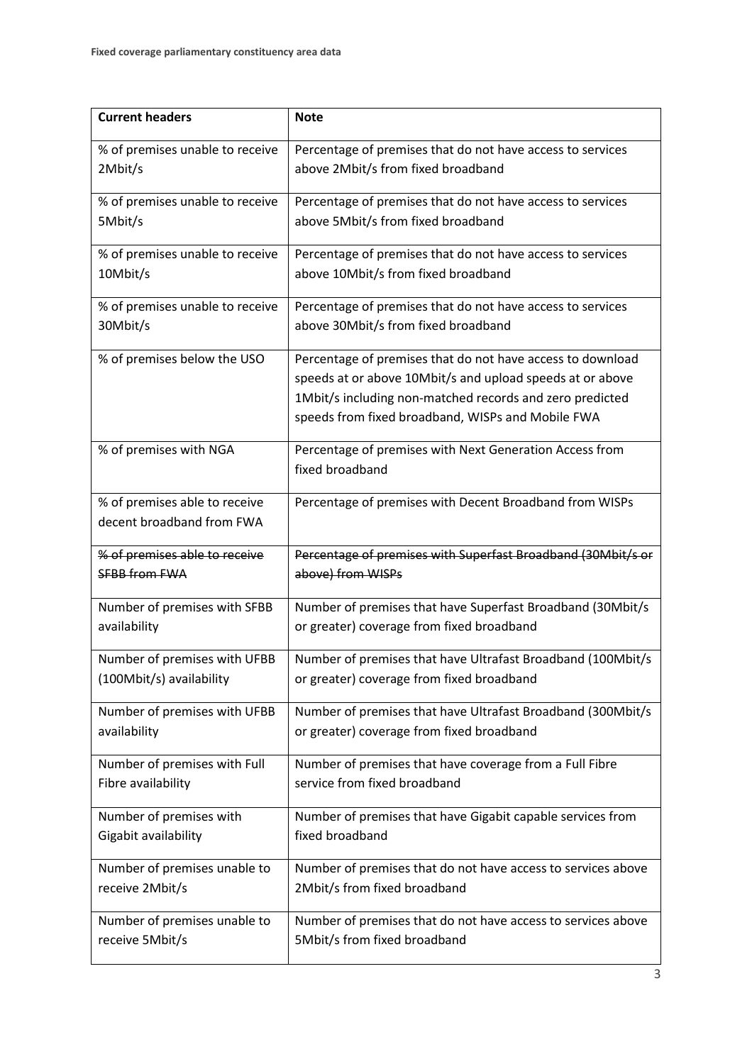| Current headers | Note |
|---|---|
| % of premises unable to receive 2Mbit/s | Percentage of premises that do not have access to services above 2Mbit/s from fixed broadband |
| % of premises unable to receive 5Mbit/s | Percentage of premises that do not have access to services above 5Mbit/s from fixed broadband |
| % of premises unable to receive 10Mbit/s | Percentage of premises that do not have access to services above 10Mbit/s from fixed broadband |
| % of premises unable to receive 30Mbit/s | Percentage of premises that do not have access to services above 30Mbit/s from fixed broadband |
| % of premises below the USO | Percentage of premises that do not have access to download speeds at or above 10Mbit/s and upload speeds at or above 1Mbit/s including non-matched records and zero predicted speeds from fixed broadband, WISPs and Mobile FWA |
| % of premises with NGA | Percentage of premises with Next Generation Access from fixed broadband |
| % of premises able to receive decent broadband from FWA | Percentage of premises with Decent Broadband from WISPs |
| ~~% of premises able to receive SFBB from FWA~~ | ~~Percentage of premises with Superfast Broadband (30Mbit/s or above) from WISPs~~ |
| Number of premises with SFBB availability | Number of premises that have Superfast Broadband (30Mbit/s or greater) coverage from fixed broadband |
| Number of premises with UFBB (100Mbit/s) availability | Number of premises that have Ultrafast Broadband (100Mbit/s or greater) coverage from fixed broadband |
| Number of premises with UFBB availability | Number of premises that have Ultrafast Broadband (300Mbit/s or greater) coverage from fixed broadband |
| Number of premises with Full Fibre availability | Number of premises that have coverage from a Full Fibre service from fixed broadband |
| Number of premises with Gigabit availability | Number of premises that have Gigabit capable services from fixed broadband |
| Number of premises unable to receive 2Mbit/s | Number of premises that do not have access to services above 2Mbit/s from fixed broadband |
| Number of premises unable to receive 5Mbit/s | Number of premises that do not have access to services above 5Mbit/s from fixed broadband |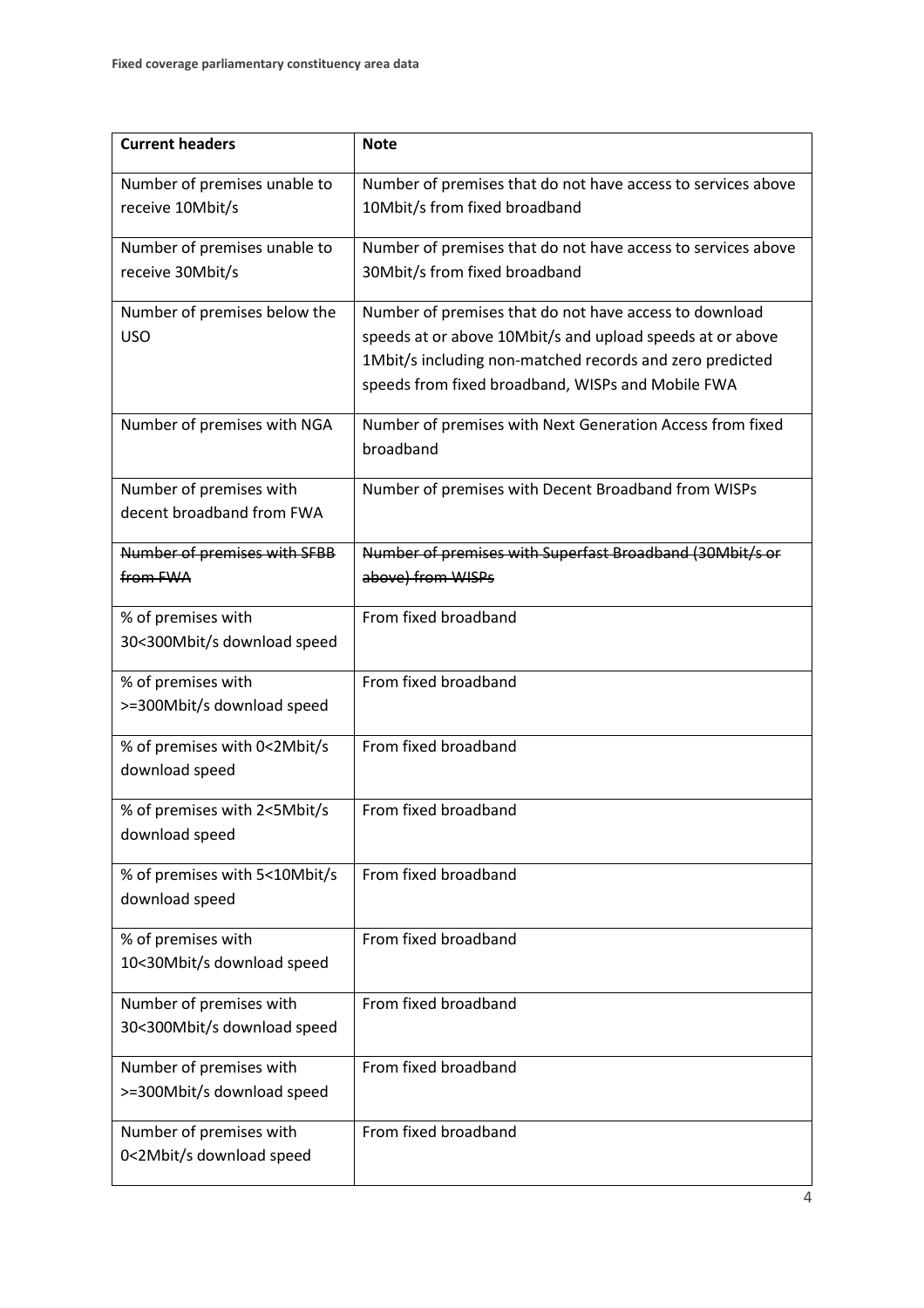| Current headers | Note |
| --- | --- |
| Number of premises unable to receive 10Mbit/s | Number of premises that do not have access to services above 10Mbit/s from fixed broadband |
| Number of premises unable to receive 30Mbit/s | Number of premises that do not have access to services above 30Mbit/s from fixed broadband |
| Number of premises below the USO | Number of premises that do not have access to download speeds at or above 10Mbit/s and upload speeds at or above 1Mbit/s including non-matched records and zero predicted speeds from fixed broadband, WISPs and Mobile FWA |
| Number of premises with NGA | Number of premises with Next Generation Access from fixed broadband |
| Number of premises with decent broadband from FWA | Number of premises with Decent Broadband from WISPs |
| ~~Number of premises with SFBB from FWA~~ | ~~Number of premises with Superfast Broadband (30Mbit/s or above) from WISPs~~ |
| % of premises with 30<300Mbit/s download speed | From fixed broadband |
| % of premises with >=300Mbit/s download speed | From fixed broadband |
| % of premises with 0<2Mbit/s download speed | From fixed broadband |
| % of premises with 2<5Mbit/s download speed | From fixed broadband |
| % of premises with 5<10Mbit/s download speed | From fixed broadband |
| % of premises with 10<30Mbit/s download speed | From fixed broadband |
| Number of premises with 30<300Mbit/s download speed | From fixed broadband |
| Number of premises with >=300Mbit/s download speed | From fixed broadband |
| Number of premises with 0<2Mbit/s download speed | From fixed broadband |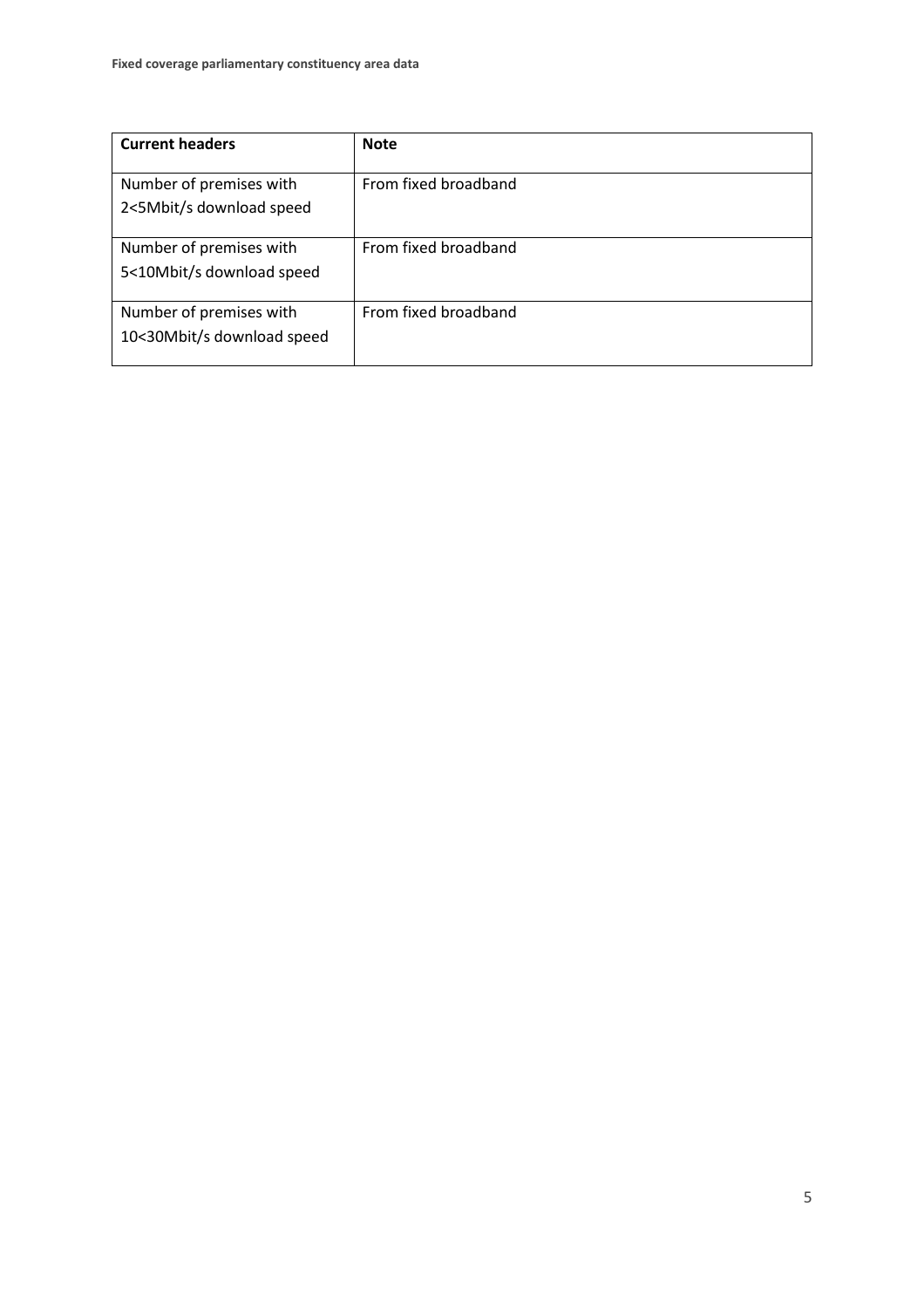| Current headers | Note |
| --- | --- |
| Number of premises with 2<5Mbit/s download speed | From fixed broadband |
| Number of premises with 5<10Mbit/s download speed | From fixed broadband |
| Number of premises with 10<30Mbit/s download speed | From fixed broadband |